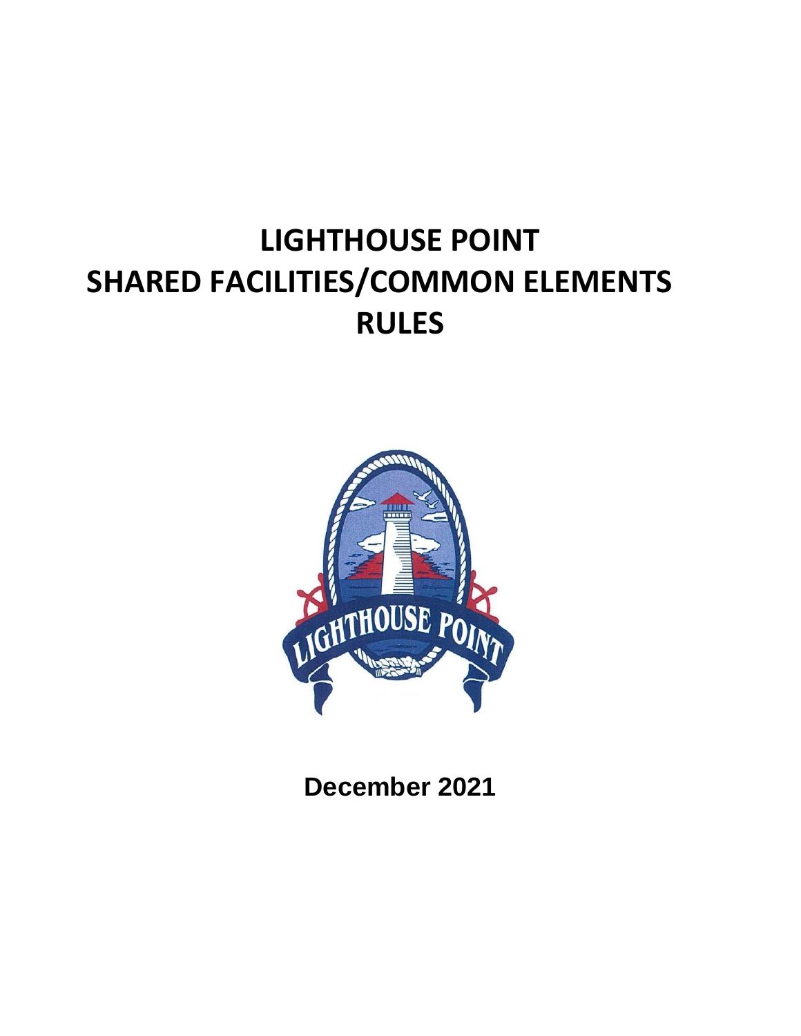# LIGHTHOUSE POINT
# SHARED FACILITIES/COMMON ELEMENTS
# RULES

**December 2021**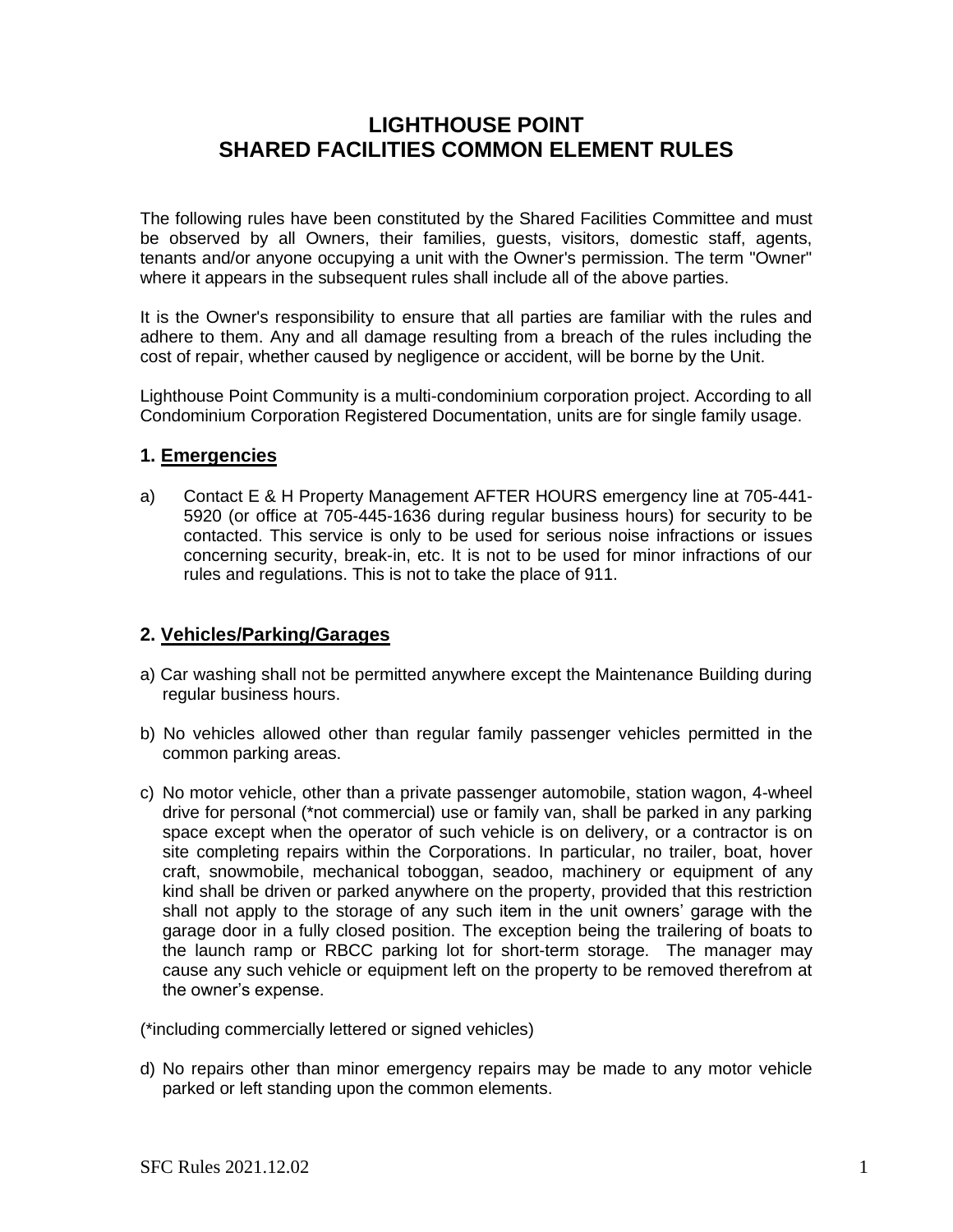# LIGHTHOUSE POINT
# SHARED FACILITIES COMMON ELEMENT RULES

The following rules have been constituted by the Shared Facilities Committee and must be observed by all Owners, their families, guests, visitors, domestic staff, agents, tenants and/or anyone occupying a unit with the Owner's permission. The term "Owner" where it appears in the subsequent rules shall include all of the above parties.

It is the Owner's responsibility to ensure that all parties are familiar with the rules and adhere to them. Any and all damage resulting from a breach of the rules including the cost of repair, whether caused by negligence or accident, will be borne by the Unit.

Lighthouse Point Community is a multi-condominium corporation project. According to all Condominium Corporation Registered Documentation, units are for single family usage.

## 1. <u>Emergencies</u>

a) Contact E & H Property Management AFTER HOURS emergency line at 705-441-5920 (or office at 705-445-1636 during regular business hours) for security to be contacted. This service is only to be used for serious noise infractions or issues concerning security, break-in, etc. It is not to be used for minor infractions of our rules and regulations. This is not to take the place of 911.

## 2. <u>Vehicles/Parking/Garages</u>

a) Car washing shall not be permitted anywhere except the Maintenance Building during regular business hours.

b) No vehicles allowed other than regular family passenger vehicles permitted in the common parking areas.

c) No motor vehicle, other than a private passenger automobile, station wagon, 4-wheel drive for personal (*not commercial) use or family van, shall be parked in any parking space except when the operator of such vehicle is on delivery, or a contractor is on site completing repairs within the Corporations. In particular, no trailer, boat, hover craft, snowmobile, mechanical toboggan, seadoo, machinery or equipment of any kind shall be driven or parked anywhere on the property, provided that this restriction shall not apply to the storage of any such item in the unit owners' garage with the garage door in a fully closed position. The exception being the trailering of boats to the launch ramp or RBCC parking lot for short-term storage. The manager may cause any such vehicle or equipment left on the property to be removed therefrom at the owner's expense.

(*including commercially lettered or signed vehicles)

d) No repairs other than minor emergency repairs may be made to any motor vehicle parked or left standing upon the common elements.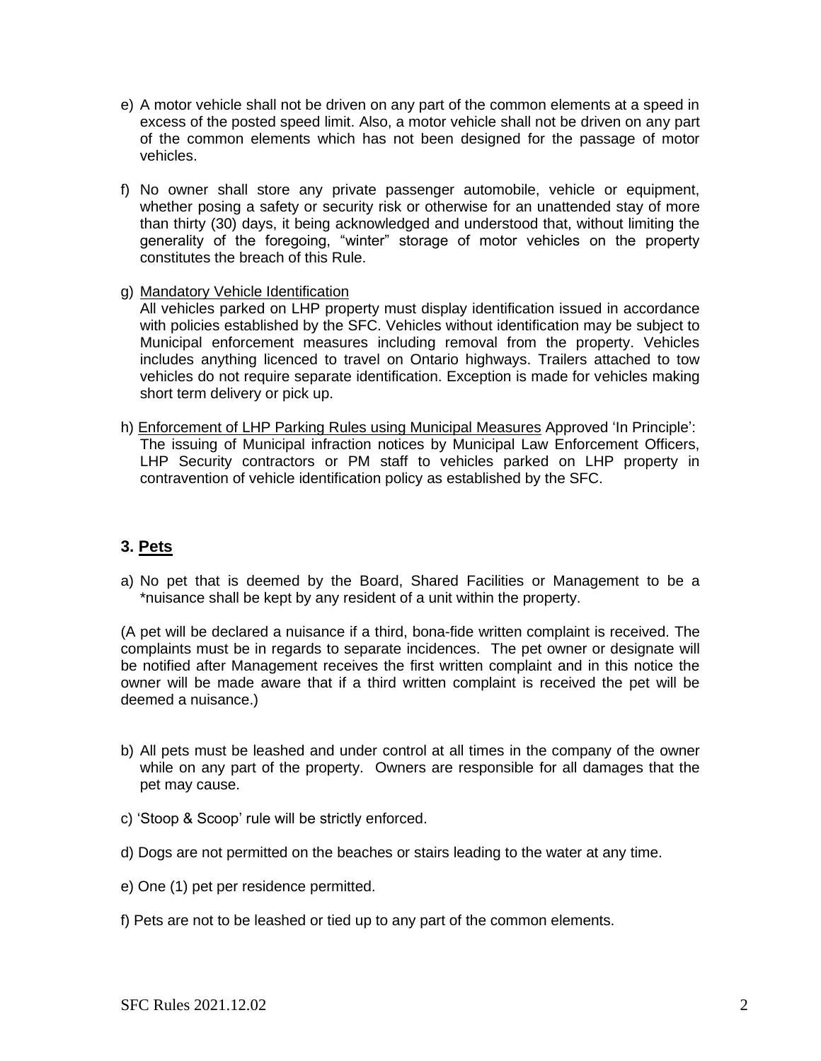e) A motor vehicle shall not be driven on any part of the common elements at a speed in excess of the posted speed limit. Also, a motor vehicle shall not be driven on any part of the common elements which has not been designed for the passage of motor vehicles.

f) No owner shall store any private passenger automobile, vehicle or equipment, whether posing a safety or security risk or otherwise for an unattended stay of more than thirty (30) days, it being acknowledged and understood that, without limiting the generality of the foregoing, "winter" storage of motor vehicles on the property constitutes the breach of this Rule.

g) Mandatory Vehicle Identification
All vehicles parked on LHP property must display identification issued in accordance with policies established by the SFC. Vehicles without identification may be subject to Municipal enforcement measures including removal from the property. Vehicles includes anything licenced to travel on Ontario highways. Trailers attached to tow vehicles do not require separate identification. Exception is made for vehicles making short term delivery or pick up.

h) Enforcement of LHP Parking Rules using Municipal Measures Approved 'In Principle':
The issuing of Municipal infraction notices by Municipal Law Enforcement Officers, LHP Security contractors or PM staff to vehicles parked on LHP property in contravention of vehicle identification policy as established by the SFC.

## 3. Pets

a) No pet that is deemed by the Board, Shared Facilities or Management to be a *nuisance shall be kept by any resident of a unit within the property.

(A pet will be declared a nuisance if a third, bona-fide written complaint is received. The complaints must be in regards to separate incidences. The pet owner or designate will be notified after Management receives the first written complaint and in this notice the owner will be made aware that if a third written complaint is received the pet will be deemed a nuisance.)

b) All pets must be leashed and under control at all times in the company of the owner while on any part of the property. Owners are responsible for all damages that the pet may cause.

c) 'Stoop & Scoop' rule will be strictly enforced.

d) Dogs are not permitted on the beaches or stairs leading to the water at any time.

e) One (1) pet per residence permitted.

f) Pets are not to be leashed or tied up to any part of the common elements.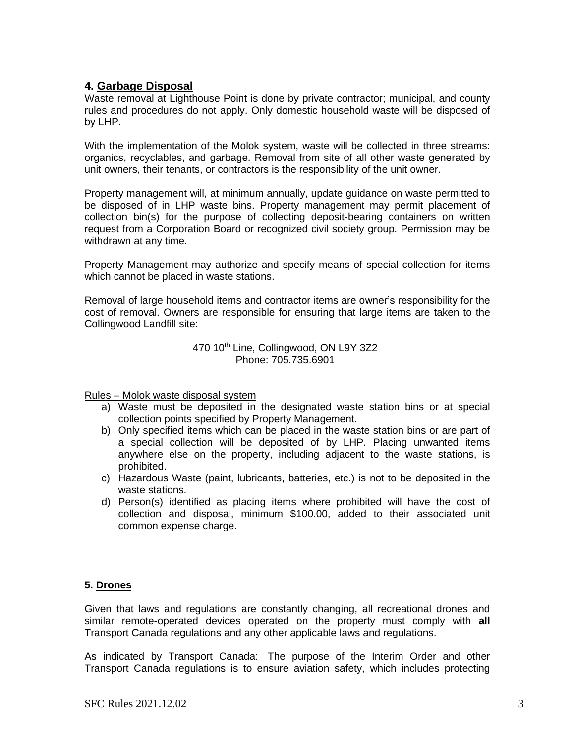## 4. Garbage Disposal

Waste removal at Lighthouse Point is done by private contractor; municipal, and county rules and procedures do not apply. Only domestic household waste will be disposed of by LHP.

With the implementation of the Molok system, waste will be collected in three streams: organics, recyclables, and garbage. Removal from site of all other waste generated by unit owners, their tenants, or contractors is the responsibility of the unit owner.

Property management will, at minimum annually, update guidance on waste permitted to be disposed of in LHP waste bins. Property management may permit placement of collection bin(s) for the purpose of collecting deposit-bearing containers on written request from a Corporation Board or recognized civil society group. Permission may be withdrawn at any time.

Property Management may authorize and specify means of special collection for items which cannot be placed in waste stations.

Removal of large household items and contractor items are owner's responsibility for the cost of removal. Owners are responsible for ensuring that large items are taken to the Collingwood Landfill site:

470 10th Line, Collingwood, ON L9Y 3Z2
Phone: 705.735.6901

Rules – Molok waste disposal system

a) Waste must be deposited in the designated waste station bins or at special collection points specified by Property Management.
b) Only specified items which can be placed in the waste station bins or are part of a special collection will be deposited of by LHP. Placing unwanted items anywhere else on the property, including adjacent to the waste stations, is prohibited.
c) Hazardous Waste (paint, lubricants, batteries, etc.) is not to be deposited in the waste stations.
d) Person(s) identified as placing items where prohibited will have the cost of collection and disposal, minimum $100.00, added to their associated unit common expense charge.

## 5. Drones

Given that laws and regulations are constantly changing, all recreational drones and similar remote-operated devices operated on the property must comply with **all** Transport Canada regulations and any other applicable laws and regulations.

As indicated by Transport Canada: The purpose of the Interim Order and other Transport Canada regulations is to ensure aviation safety, which includes protecting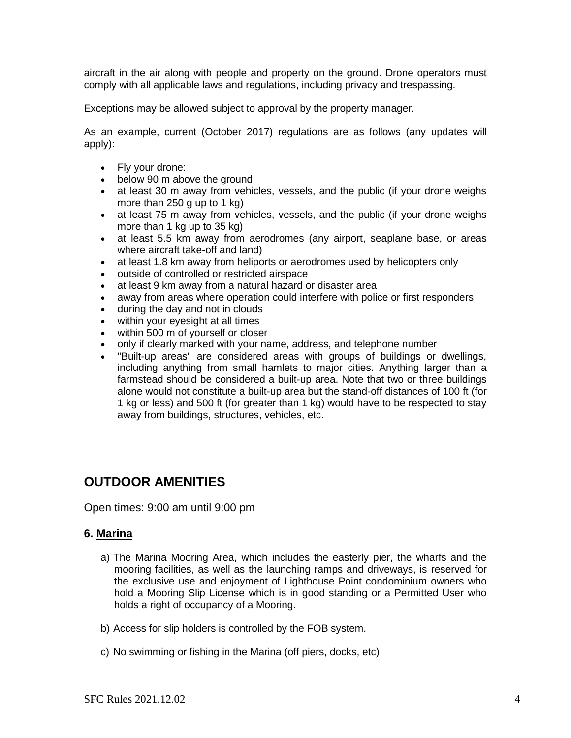aircraft in the air along with people and property on the ground. Drone operators must comply with all applicable laws and regulations, including privacy and trespassing.

Exceptions may be allowed subject to approval by the property manager.

As an example, current (October 2017) regulations are as follows (any updates will apply):

- Fly your drone:
- below 90 m above the ground
- at least 30 m away from vehicles, vessels, and the public (if your drone weighs more than 250 g up to 1 kg)
- at least 75 m away from vehicles, vessels, and the public (if your drone weighs more than 1 kg up to 35 kg)
- at least 5.5 km away from aerodromes (any airport, seaplane base, or areas where aircraft take-off and land)
- at least 1.8 km away from heliports or aerodromes used by helicopters only
- outside of controlled or restricted airspace
- at least 9 km away from a natural hazard or disaster area
- away from areas where operation could interfere with police or first responders
- during the day and not in clouds
- within your eyesight at all times
- within 500 m of yourself or closer
- only if clearly marked with your name, address, and telephone number
- "Built-up areas" are considered areas with groups of buildings or dwellings, including anything from small hamlets to major cities. Anything larger than a farmstead should be considered a built-up area. Note that two or three buildings alone would not constitute a built-up area but the stand-off distances of 100 ft (for 1 kg or less) and 500 ft (for greater than 1 kg) would have to be respected to stay away from buildings, structures, vehicles, etc.

## OUTDOOR AMENITIES

Open times: 9:00 am until 9:00 pm

### 6. <u>Marina</u>

a) The Marina Mooring Area, which includes the easterly pier, the wharfs and the mooring facilities, as well as the launching ramps and driveways, is reserved for the exclusive use and enjoyment of Lighthouse Point condominium owners who hold a Mooring Slip License which is in good standing or a Permitted User who holds a right of occupancy of a Mooring.

b) Access for slip holders is controlled by the FOB system.

c) No swimming or fishing in the Marina (off piers, docks, etc)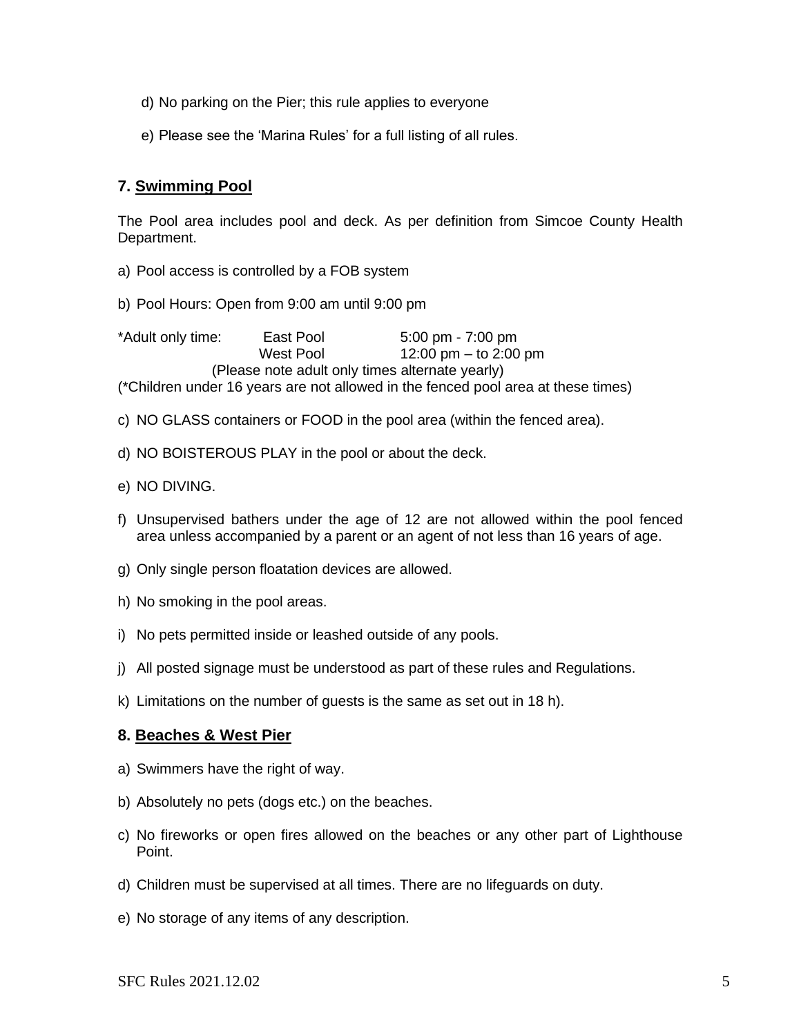d) No parking on the Pier; this rule applies to everyone

e) Please see the 'Marina Rules' for a full listing of all rules.

## 7. Swimming Pool

The Pool area includes pool and deck. As per definition from Simcoe County Health Department.

a) Pool access is controlled by a FOB system

b) Pool Hours: Open from 9:00 am until 9:00 pm

*Adult only time: East Pool 5:00 pm - 7:00 pm
West Pool 12:00 pm – to 2:00 pm
(Please note adult only times alternate yearly)
(*Children under 16 years are not allowed in the fenced pool area at these times)

c) NO GLASS containers or FOOD in the pool area (within the fenced area).

d) NO BOISTEROUS PLAY in the pool or about the deck.

e) NO DIVING.

f) Unsupervised bathers under the age of 12 are not allowed within the pool fenced area unless accompanied by a parent or an agent of not less than 16 years of age.

g) Only single person floatation devices are allowed.

h) No smoking in the pool areas.

i) No pets permitted inside or leashed outside of any pools.

j) All posted signage must be understood as part of these rules and Regulations.

k) Limitations on the number of guests is the same as set out in 18 h).

## 8. Beaches & West Pier

a) Swimmers have the right of way.

b) Absolutely no pets (dogs etc.) on the beaches.

c) No fireworks or open fires allowed on the beaches or any other part of Lighthouse Point.

d) Children must be supervised at all times. There are no lifeguards on duty.

e) No storage of any items of any description.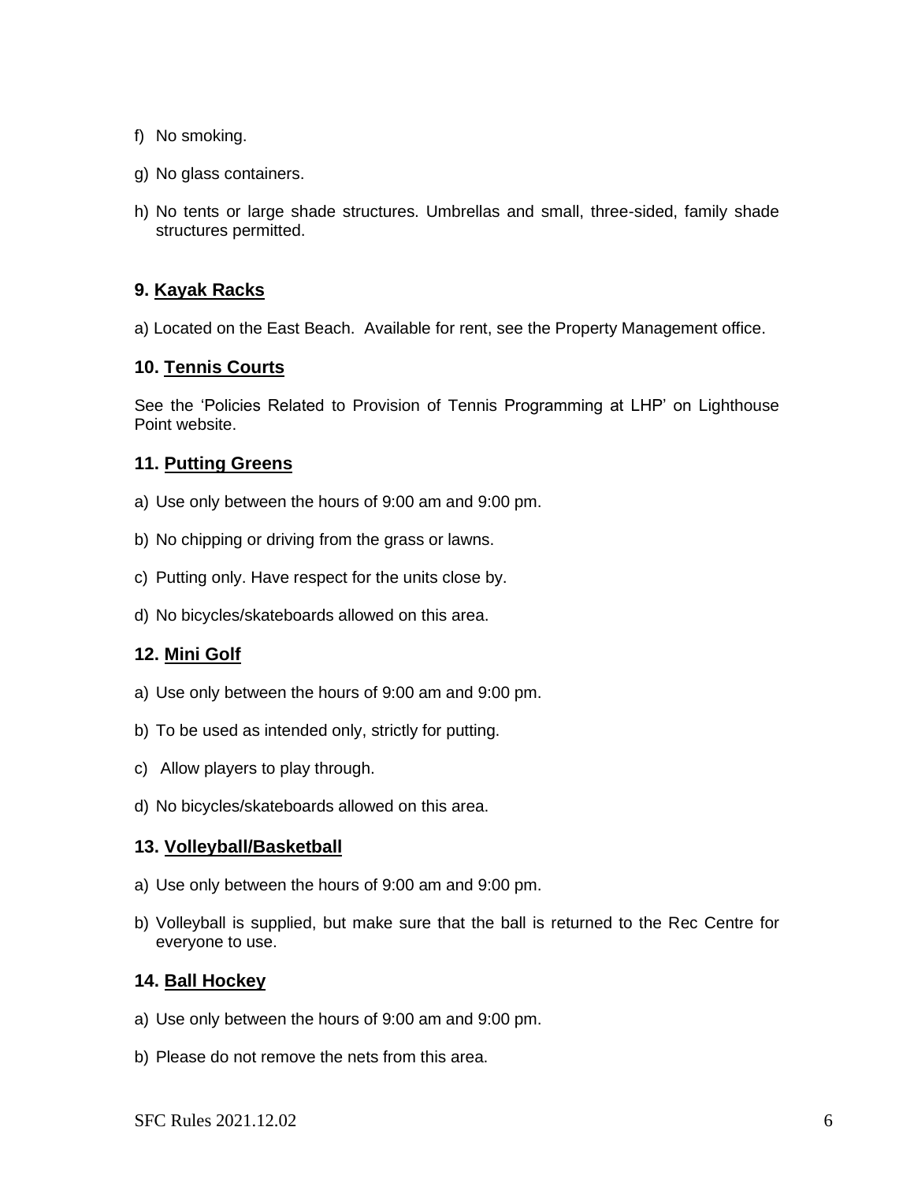f) No smoking.

g) No glass containers.

h) No tents or large shade structures. Umbrellas and small, three-sided, family shade structures permitted.

## 9. <u>Kayak Racks</u>

a) Located on the East Beach. Available for rent, see the Property Management office.

## 10. <u>Tennis Courts</u>

See the 'Policies Related to Provision of Tennis Programming at LHP' on Lighthouse Point website.

## 11. <u>Putting Greens</u>

a) Use only between the hours of 9:00 am and 9:00 pm.

b) No chipping or driving from the grass or lawns.

c) Putting only. Have respect for the units close by.

d) No bicycles/skateboards allowed on this area.

## 12. <u>Mini Golf</u>

a) Use only between the hours of 9:00 am and 9:00 pm.

b) To be used as intended only, strictly for putting.

c) Allow players to play through.

d) No bicycles/skateboards allowed on this area.

## 13. <u>Volleyball/Basketball</u>

a) Use only between the hours of 9:00 am and 9:00 pm.

b) Volleyball is supplied, but make sure that the ball is returned to the Rec Centre for everyone to use.

## 14. <u>Ball Hockey</u>

a) Use only between the hours of 9:00 am and 9:00 pm.

b) Please do not remove the nets from this area.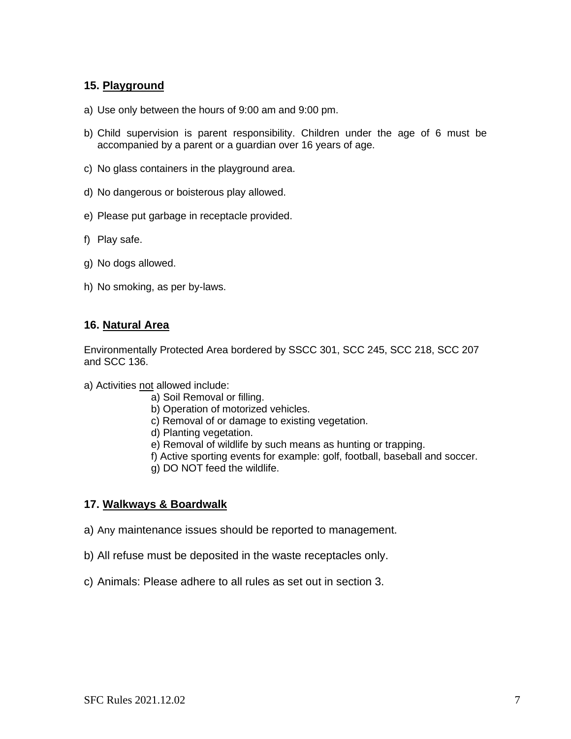## 15. Playground

a) Use only between the hours of 9:00 am and 9:00 pm.

b) Child supervision is parent responsibility. Children under the age of 6 must be accompanied by a parent or a guardian over 16 years of age.

c) No glass containers in the playground area.

d) No dangerous or boisterous play allowed.

e) Please put garbage in receptacle provided.

f) Play safe.

g) No dogs allowed.

h) No smoking, as per by-laws.

## 16. Natural Area

Environmentally Protected Area bordered by SSCC 301, SCC 245, SCC 218, SCC 207 and SCC 136.

a) Activities not allowed include:

- a) Soil Removal or filling.
- b) Operation of motorized vehicles.
- c) Removal of or damage to existing vegetation.
- d) Planting vegetation.
- e) Removal of wildlife by such means as hunting or trapping.
- f) Active sporting events for example: golf, football, baseball and soccer.
- g) DO NOT feed the wildlife.

## 17. Walkways & Boardwalk

a) Any maintenance issues should be reported to management.

b) All refuse must be deposited in the waste receptacles only.

c) Animals: Please adhere to all rules as set out in section 3.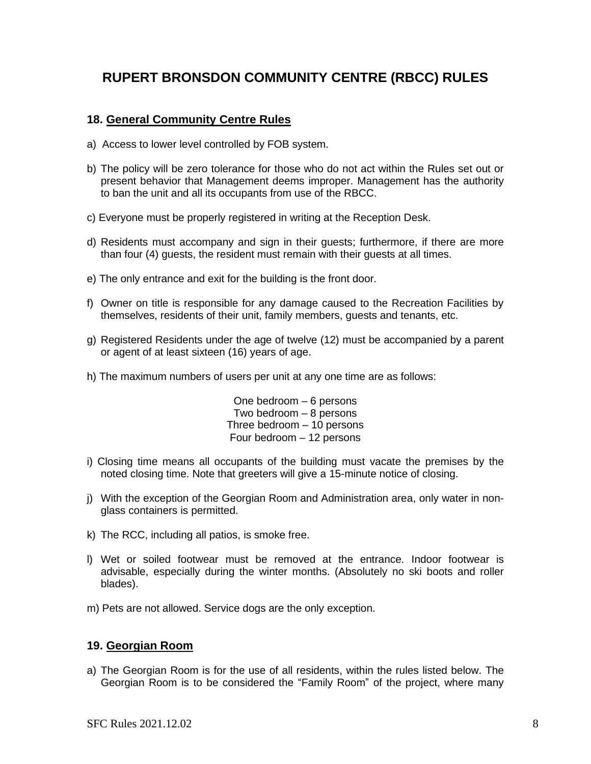# RUPERT BRONSDON COMMUNITY CENTRE (RBCC) RULES

## 18. General Community Centre Rules

a) Access to lower level controlled by FOB system.

b) The policy will be zero tolerance for those who do not act within the Rules set out or present behavior that Management deems improper. Management has the authority to ban the unit and all its occupants from use of the RBCC.

c) Everyone must be properly registered in writing at the Reception Desk.

d) Residents must accompany and sign in their guests; furthermore, if there are more than four (4) guests, the resident must remain with their guests at all times.

e) The only entrance and exit for the building is the front door.

f) Owner on title is responsible for any damage caused to the Recreation Facilities by themselves, residents of their unit, family members, guests and tenants, etc.

g) Registered Residents under the age of twelve (12) must be accompanied by a parent or agent of at least sixteen (16) years of age.

h) The maximum numbers of users per unit at any one time are as follows:

One bedroom – 6 persons
Two bedroom – 8 persons
Three bedroom – 10 persons
Four bedroom – 12 persons

i) Closing time means all occupants of the building must vacate the premises by the noted closing time. Note that greeters will give a 15-minute notice of closing.

j) With the exception of the Georgian Room and Administration area, only water in non-glass containers is permitted.

k) The RCC, including all patios, is smoke free.

l) Wet or soiled footwear must be removed at the entrance. Indoor footwear is advisable, especially during the winter months. (Absolutely no ski boots and roller blades).

m) Pets are not allowed. Service dogs are the only exception.

## 19. Georgian Room

a) The Georgian Room is for the use of all residents, within the rules listed below. The Georgian Room is to be considered the "Family Room" of the project, where many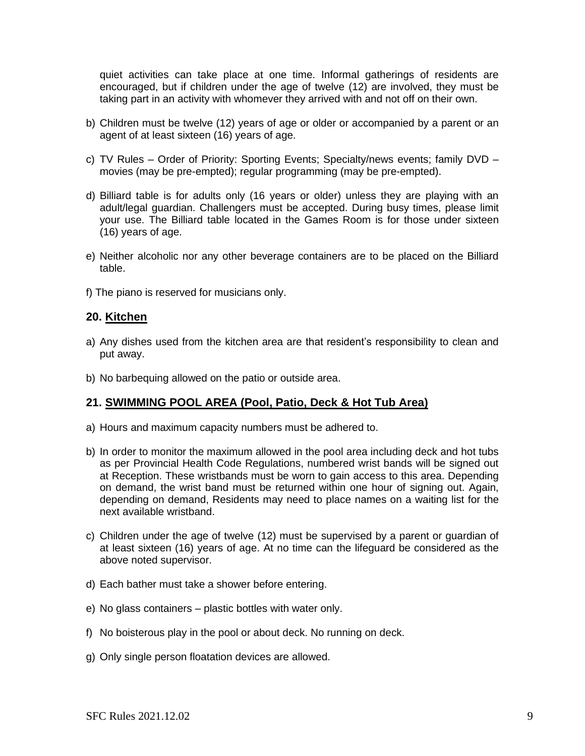quiet activities can take place at one time. Informal gatherings of residents are encouraged, but if children under the age of twelve (12) are involved, they must be taking part in an activity with whomever they arrived with and not off on their own.

b) Children must be twelve (12) years of age or older or accompanied by a parent or an agent of at least sixteen (16) years of age.

c) TV Rules – Order of Priority: Sporting Events; Specialty/news events; family DVD – movies (may be pre-empted); regular programming (may be pre-empted).

d) Billiard table is for adults only (16 years or older) unless they are playing with an adult/legal guardian. Challengers must be accepted. During busy times, please limit your use. The Billiard table located in the Games Room is for those under sixteen (16) years of age.

e) Neither alcoholic nor any other beverage containers are to be placed on the Billiard table.

f) The piano is reserved for musicians only.

### 20. <u>Kitchen</u>

a) Any dishes used from the kitchen area are that resident's responsibility to clean and put away.

b) No barbequing allowed on the patio or outside area.

### 21. <u>SWIMMING POOL AREA (Pool, Patio, Deck & Hot Tub Area)</u>

a) Hours and maximum capacity numbers must be adhered to.

b) In order to monitor the maximum allowed in the pool area including deck and hot tubs as per Provincial Health Code Regulations, numbered wrist bands will be signed out at Reception. These wristbands must be worn to gain access to this area. Depending on demand, the wrist band must be returned within one hour of signing out. Again, depending on demand, Residents may need to place names on a waiting list for the next available wristband.

c) Children under the age of twelve (12) must be supervised by a parent or guardian of at least sixteen (16) years of age. At no time can the lifeguard be considered as the above noted supervisor.

d) Each bather must take a shower before entering.

e) No glass containers – plastic bottles with water only.

f) No boisterous play in the pool or about deck. No running on deck.

g) Only single person floatation devices are allowed.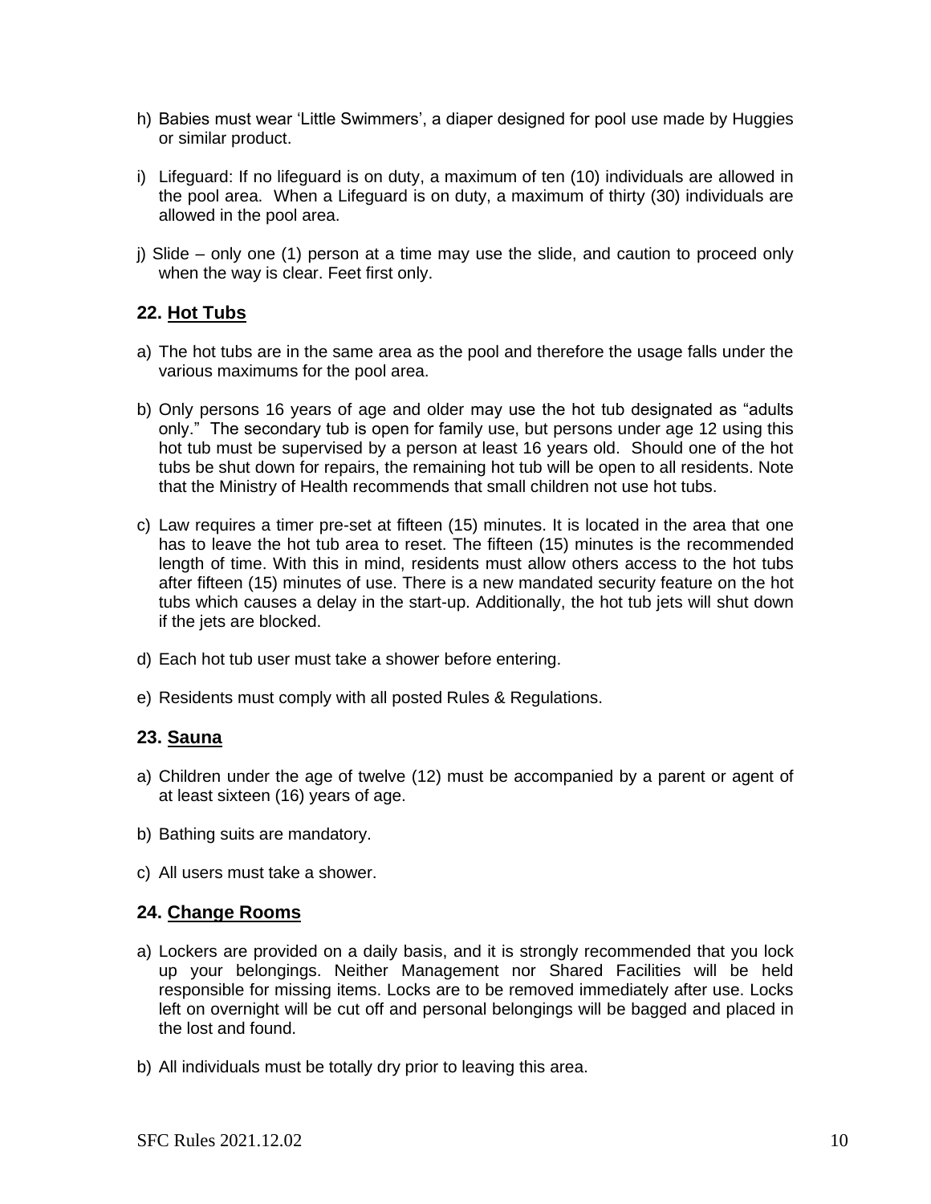h) Babies must wear 'Little Swimmers', a diaper designed for pool use made by Huggies or similar product.

i) Lifeguard: If no lifeguard is on duty, a maximum of ten (10) individuals are allowed in the pool area. When a Lifeguard is on duty, a maximum of thirty (30) individuals are allowed in the pool area.

j) Slide – only one (1) person at a time may use the slide, and caution to proceed only when the way is clear. Feet first only.

## 22. Hot Tubs

a) The hot tubs are in the same area as the pool and therefore the usage falls under the various maximums for the pool area.

b) Only persons 16 years of age and older may use the hot tub designated as "adults only." The secondary tub is open for family use, but persons under age 12 using this hot tub must be supervised by a person at least 16 years old. Should one of the hot tubs be shut down for repairs, the remaining hot tub will be open to all residents. Note that the Ministry of Health recommends that small children not use hot tubs.

c) Law requires a timer pre-set at fifteen (15) minutes. It is located in the area that one has to leave the hot tub area to reset. The fifteen (15) minutes is the recommended length of time. With this in mind, residents must allow others access to the hot tubs after fifteen (15) minutes of use. There is a new mandated security feature on the hot tubs which causes a delay in the start-up. Additionally, the hot tub jets will shut down if the jets are blocked.

d) Each hot tub user must take a shower before entering.

e) Residents must comply with all posted Rules & Regulations.

## 23. Sauna

a) Children under the age of twelve (12) must be accompanied by a parent or agent of at least sixteen (16) years of age.

b) Bathing suits are mandatory.

c) All users must take a shower.

## 24. Change Rooms

a) Lockers are provided on a daily basis, and it is strongly recommended that you lock up your belongings. Neither Management nor Shared Facilities will be held responsible for missing items. Locks are to be removed immediately after use. Locks left on overnight will be cut off and personal belongings will be bagged and placed in the lost and found.

b) All individuals must be totally dry prior to leaving this area.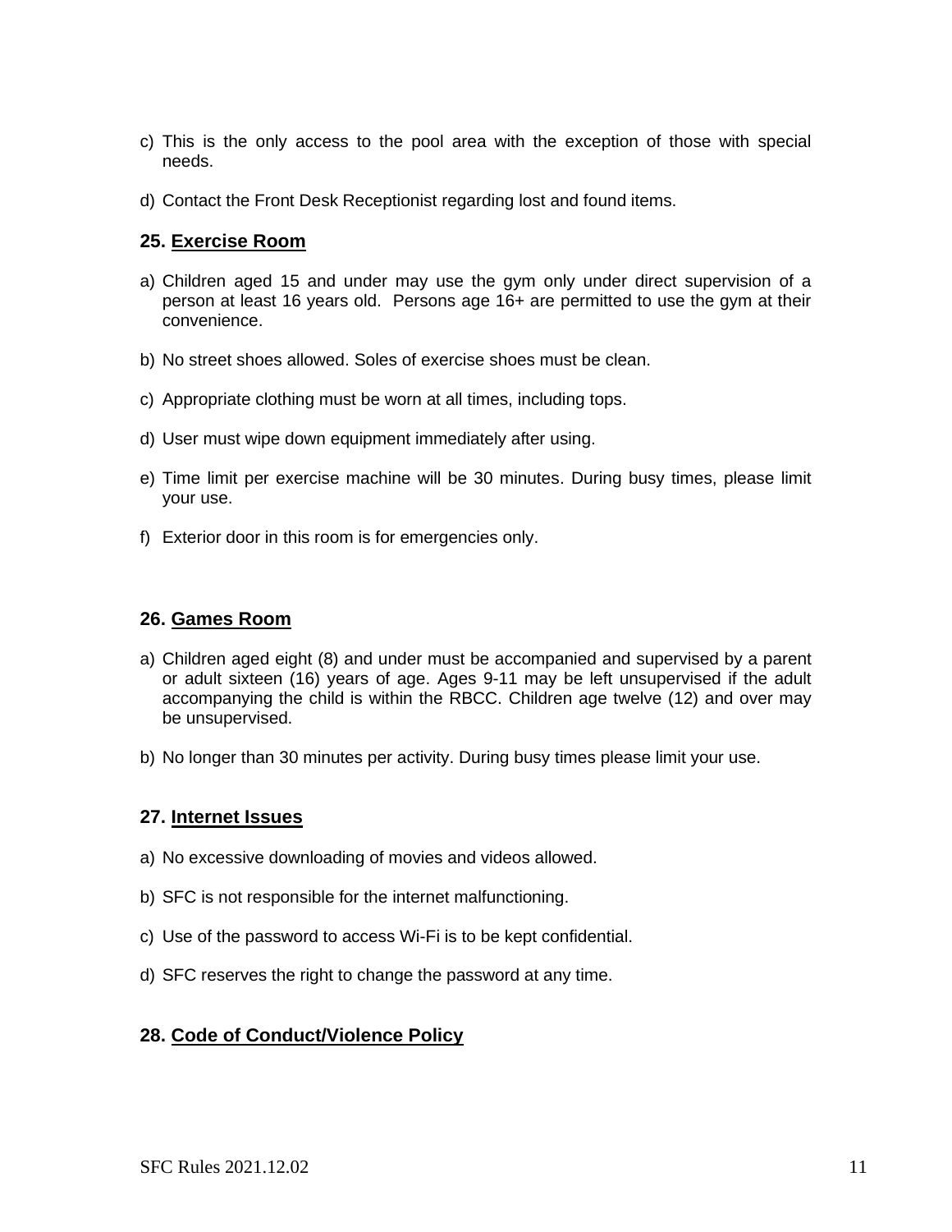c) This is the only access to the pool area with the exception of those with special needs.

d) Contact the Front Desk Receptionist regarding lost and found items.

### 25. <u>Exercise Room</u>

a) Children aged 15 and under may use the gym only under direct supervision of a person at least 16 years old. Persons age 16+ are permitted to use the gym at their convenience.

b) No street shoes allowed. Soles of exercise shoes must be clean.

c) Appropriate clothing must be worn at all times, including tops.

d) User must wipe down equipment immediately after using.

e) Time limit per exercise machine will be 30 minutes. During busy times, please limit your use.

f) Exterior door in this room is for emergencies only.

### 26. <u>Games Room</u>

a) Children aged eight (8) and under must be accompanied and supervised by a parent or adult sixteen (16) years of age. Ages 9-11 may be left unsupervised if the adult accompanying the child is within the RBCC. Children age twelve (12) and over may be unsupervised.

b) No longer than 30 minutes per activity. During busy times please limit your use.

### 27. <u>Internet Issues</u>

a) No excessive downloading of movies and videos allowed.

b) SFC is not responsible for the internet malfunctioning.

c) Use of the password to access Wi-Fi is to be kept confidential.

d) SFC reserves the right to change the password at any time.

### 28. <u>Code of Conduct/Violence Policy</u>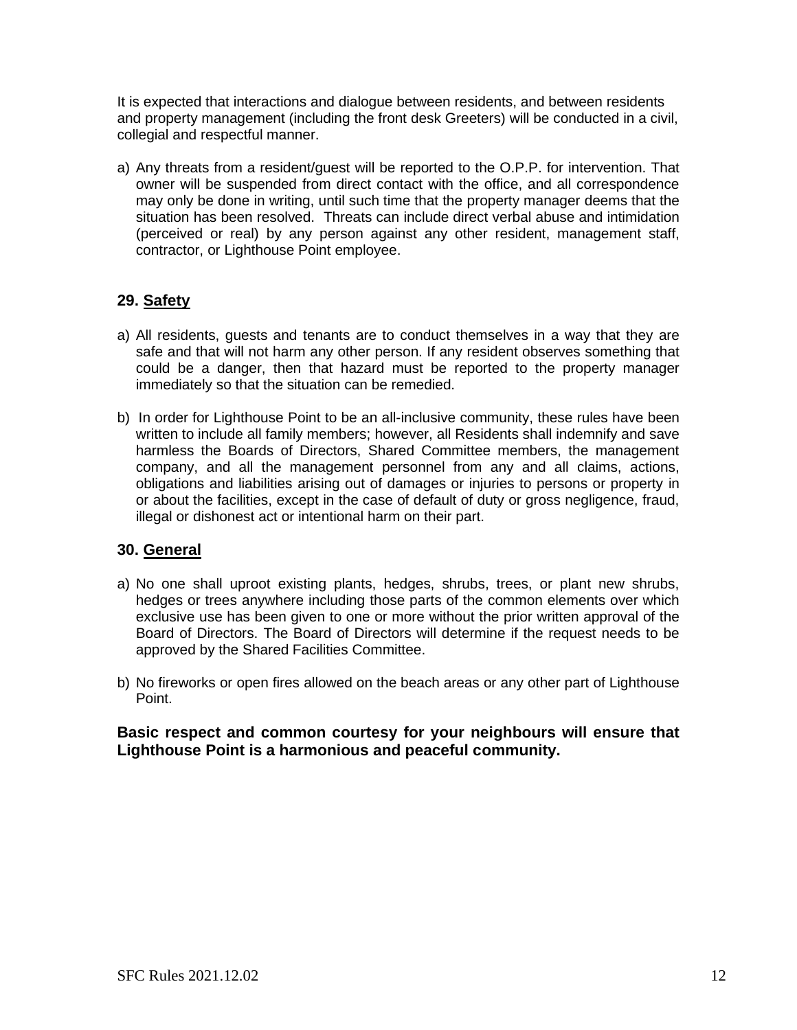It is expected that interactions and dialogue between residents, and between residents and property management (including the front desk Greeters) will be conducted in a civil, collegial and respectful manner.

a) Any threats from a resident/guest will be reported to the O.P.P. for intervention. That owner will be suspended from direct contact with the office, and all correspondence may only be done in writing, until such time that the property manager deems that the situation has been resolved. Threats can include direct verbal abuse and intimidation (perceived or real) by any person against any other resident, management staff, contractor, or Lighthouse Point employee.

## 29. <u>Safety</u>

a) All residents, guests and tenants are to conduct themselves in a way that they are safe and that will not harm any other person. If any resident observes something that could be a danger, then that hazard must be reported to the property manager immediately so that the situation can be remedied.

b) In order for Lighthouse Point to be an all-inclusive community, these rules have been written to include all family members; however, all Residents shall indemnify and save harmless the Boards of Directors, Shared Committee members, the management company, and all the management personnel from any and all claims, actions, obligations and liabilities arising out of damages or injuries to persons or property in or about the facilities, except in the case of default of duty or gross negligence, fraud, illegal or dishonest act or intentional harm on their part.

## 30. <u>General</u>

a) No one shall uproot existing plants, hedges, shrubs, trees, or plant new shrubs, hedges or trees anywhere including those parts of the common elements over which exclusive use has been given to one or more without the prior written approval of the Board of Directors. The Board of Directors will determine if the request needs to be approved by the Shared Facilities Committee.

b) No fireworks or open fires allowed on the beach areas or any other part of Lighthouse Point.

**Basic respect and common courtesy for your neighbours will ensure that Lighthouse Point is a harmonious and peaceful community.**